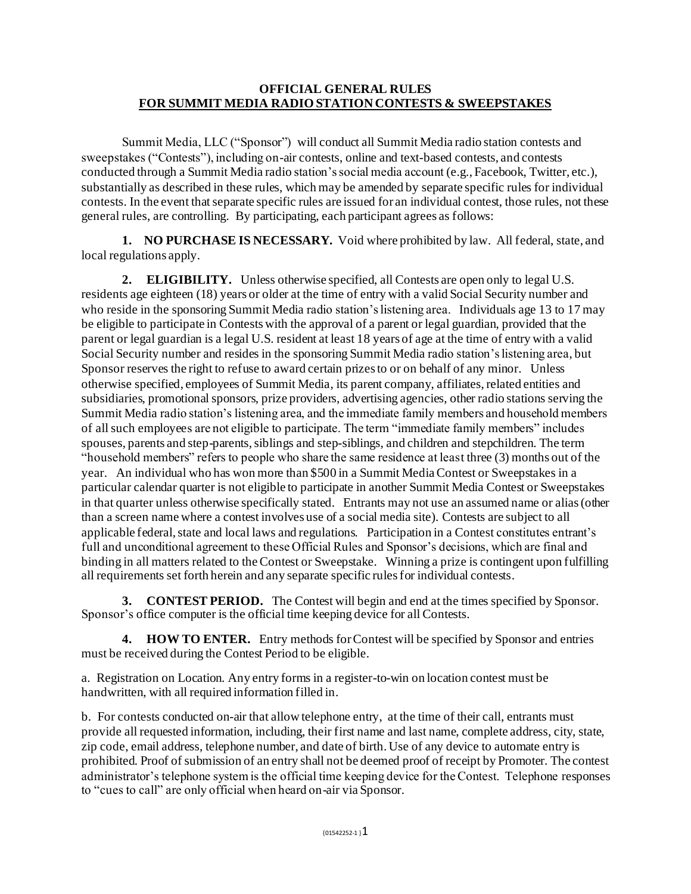# OFFICIAL GENERAL RULES
## FOR SUMMIT MEDIA RADIO STATION CONTESTS & SWEEPSTAKES

Summit Media, LLC ("Sponsor") will conduct all Summit Media radio station contests and sweepstakes ("Contests"), including on-air contests, online and text-based contests, and contests conducted through a Summit Media radio station's social media account (e.g., Facebook, Twitter, etc.), substantially as described in these rules, which may be amended by separate specific rules for individual contests. In the event that separate specific rules are issued for an individual contest, those rules, not these general rules, are controlling. By participating, each participant agrees as follows:

**1. NO PURCHASE IS NECESSARY.** Void where prohibited by law. All federal, state, and local regulations apply.

**2. ELIGIBILITY.** Unless otherwise specified, all Contests are open only to legal U.S. residents age eighteen (18) years or older at the time of entry with a valid Social Security number and who reside in the sponsoring Summit Media radio station's listening area. Individuals age 13 to 17 may be eligible to participate in Contests with the approval of a parent or legal guardian, provided that the parent or legal guardian is a legal U.S. resident at least 18 years of age at the time of entry with a valid Social Security number and resides in the sponsoring Summit Media radio station's listening area, but Sponsor reserves the right to refuse to award certain prizes to or on behalf of any minor. Unless otherwise specified, employees of Summit Media, its parent company, affiliates, related entities and subsidiaries, promotional sponsors, prize providers, advertising agencies, other radio stations serving the Summit Media radio station's listening area, and the immediate family members and household members of all such employees are not eligible to participate. The term "immediate family members" includes spouses, parents and step-parents, siblings and step-siblings, and children and stepchildren. The term "household members" refers to people who share the same residence at least three (3) months out of the year. An individual who has won more than $500 in a Summit Media Contest or Sweepstakes in a particular calendar quarter is not eligible to participate in another Summit Media Contest or Sweepstakes in that quarter unless otherwise specifically stated. Entrants may not use an assumed name or alias (other than a screen name where a contest involves use of a social media site). Contests are subject to all applicable federal, state and local laws and regulations. Participation in a Contest constitutes entrant's full and unconditional agreement to these Official Rules and Sponsor's decisions, which are final and binding in all matters related to the Contest or Sweepstake. Winning a prize is contingent upon fulfilling all requirements set forth herein and any separate specific rules for individual contests.

**3. CONTEST PERIOD.** The Contest will begin and end at the times specified by Sponsor. Sponsor's office computer is the official time keeping device for all Contests.

**4. HOW TO ENTER.** Entry methods for Contest will be specified by Sponsor and entries must be received during the Contest Period to be eligible.

a. Registration on Location. Any entry forms in a register-to-win on location contest must be handwritten, with all required information filled in.

b. For contests conducted on-air that allow telephone entry, at the time of their call, entrants must provide all requested information, including, their first name and last name, complete address, city, state, zip code, email address, telephone number, and date of birth. Use of any device to automate entry is prohibited. Proof of submission of an entry shall not be deemed proof of receipt by Promoter. The contest administrator's telephone system is the official time keeping device for the Contest. Telephone responses to "cues to call" are only official when heard on-air via Sponsor.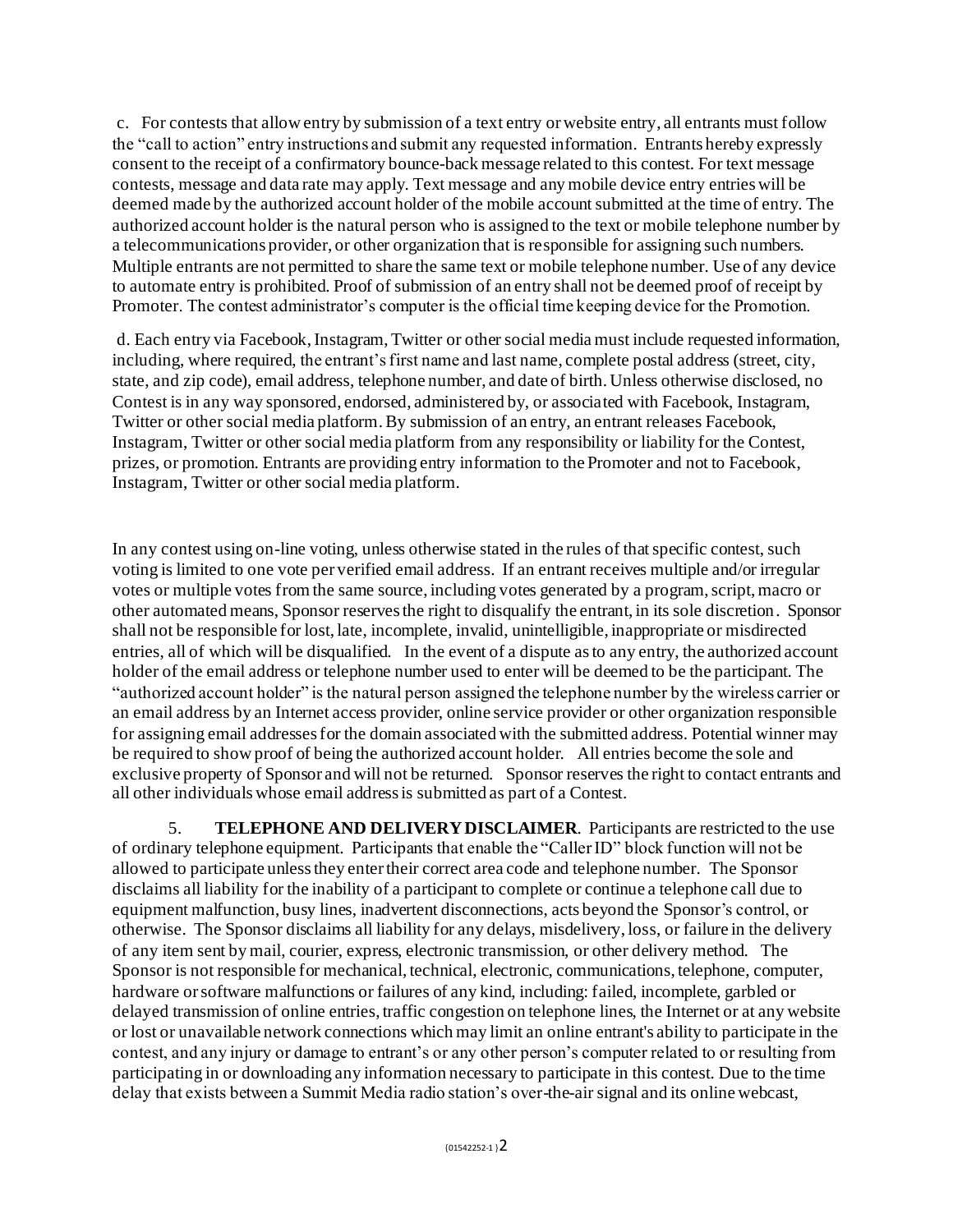c. For contests that allow entry by submission of a text entry or website entry, all entrants must follow the "call to action" entry instructions and submit any requested information. Entrants hereby expressly consent to the receipt of a confirmatory bounce-back message related to this contest. For text message contests, message and data rate may apply. Text message and any mobile device entry entries will be deemed made by the authorized account holder of the mobile account submitted at the time of entry. The authorized account holder is the natural person who is assigned to the text or mobile telephone number by a telecommunications provider, or other organization that is responsible for assigning such numbers. Multiple entrants are not permitted to share the same text or mobile telephone number. Use of any device to automate entry is prohibited. Proof of submission of an entry shall not be deemed proof of receipt by Promoter. The contest administrator's computer is the official time keeping device for the Promotion.

d. Each entry via Facebook, Instagram, Twitter or other social media must include requested information, including, where required, the entrant's first name and last name, complete postal address (street, city, state, and zip code), email address, telephone number, and date of birth. Unless otherwise disclosed, no Contest is in any way sponsored, endorsed, administered by, or associated with Facebook, Instagram, Twitter or other social media platform. By submission of an entry, an entrant releases Facebook, Instagram, Twitter or other social media platform from any responsibility or liability for the Contest, prizes, or promotion. Entrants are providing entry information to the Promoter and not to Facebook, Instagram, Twitter or other social media platform.

In any contest using on-line voting, unless otherwise stated in the rules of that specific contest, such voting is limited to one vote per verified email address. If an entrant receives multiple and/or irregular votes or multiple votes from the same source, including votes generated by a program, script, macro or other automated means, Sponsor reserves the right to disqualify the entrant, in its sole discretion. Sponsor shall not be responsible for lost, late, incomplete, invalid, unintelligible, inappropriate or misdirected entries, all of which will be disqualified. In the event of a dispute as to any entry, the authorized account holder of the email address or telephone number used to enter will be deemed to be the participant. The "authorized account holder" is the natural person assigned the telephone number by the wireless carrier or an email address by an Internet access provider, online service provider or other organization responsible for assigning email addresses for the domain associated with the submitted address. Potential winner may be required to show proof of being the authorized account holder. All entries become the sole and exclusive property of Sponsor and will not be returned. Sponsor reserves the right to contact entrants and all other individuals whose email address is submitted as part of a Contest.

5. **TELEPHONE AND DELIVERY DISCLAIMER**. Participants are restricted to the use of ordinary telephone equipment. Participants that enable the "Caller ID" block function will not be allowed to participate unless they enter their correct area code and telephone number. The Sponsor disclaims all liability for the inability of a participant to complete or continue a telephone call due to equipment malfunction, busy lines, inadvertent disconnections, acts beyond the Sponsor's control, or otherwise. The Sponsor disclaims all liability for any delays, misdelivery, loss, or failure in the delivery of any item sent by mail, courier, express, electronic transmission, or other delivery method. The Sponsor is not responsible for mechanical, technical, electronic, communications, telephone, computer, hardware or software malfunctions or failures of any kind, including: failed, incomplete, garbled or delayed transmission of online entries, traffic congestion on telephone lines, the Internet or at any website or lost or unavailable network connections which may limit an online entrant's ability to participate in the contest, and any injury or damage to entrant's or any other person's computer related to or resulting from participating in or downloading any information necessary to participate in this contest. Due to the time delay that exists between a Summit Media radio station's over-the-air signal and its online webcast,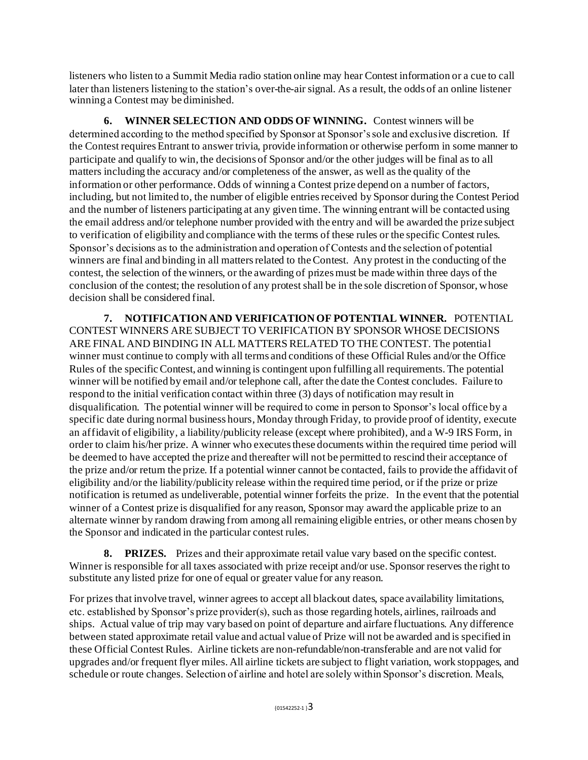listeners who listen to a Summit Media radio station online may hear Contest information or a cue to call later than listeners listening to the station's over-the-air signal. As a result, the odds of an online listener winning a Contest may be diminished.

**6. WINNER SELECTION AND ODDS OF WINNING.** Contest winners will be determined according to the method specified by Sponsor at Sponsor's sole and exclusive discretion. If the Contest requires Entrant to answer trivia, provide information or otherwise perform in some manner to participate and qualify to win, the decisions of Sponsor and/or the other judges will be final as to all matters including the accuracy and/or completeness of the answer, as well as the quality of the information or other performance. Odds of winning a Contest prize depend on a number of factors, including, but not limited to, the number of eligible entries received by Sponsor during the Contest Period and the number of listeners participating at any given time. The winning entrant will be contacted using the email address and/or telephone number provided with the entry and will be awarded the prize subject to verification of eligibility and compliance with the terms of these rules or the specific Contest rules. Sponsor's decisions as to the administration and operation of Contests and the selection of potential winners are final and binding in all matters related to the Contest. Any protest in the conducting of the contest, the selection of the winners, or the awarding of prizes must be made within three days of the conclusion of the contest; the resolution of any protest shall be in the sole discretion of Sponsor, whose decision shall be considered final.

**7. NOTIFICATION AND VERIFICATION OF POTENTIAL WINNER.** POTENTIAL CONTEST WINNERS ARE SUBJECT TO VERIFICATION BY SPONSOR WHOSE DECISIONS ARE FINAL AND BINDING IN ALL MATTERS RELATED TO THE CONTEST. The potential winner must continue to comply with all terms and conditions of these Official Rules and/or the Office Rules of the specific Contest, and winning is contingent upon fulfilling all requirements. The potential winner will be notified by email and/or telephone call, after the date the Contest concludes. Failure to respond to the initial verification contact within three (3) days of notification may result in disqualification. The potential winner will be required to come in person to Sponsor's local office by a specific date during normal business hours, Monday through Friday, to provide proof of identity, execute an affidavit of eligibility, a liability/publicity release (except where prohibited), and a W-9 IRS Form, in order to claim his/her prize. A winner who executes these documents within the required time period will be deemed to have accepted the prize and thereafter will not be permitted to rescind their acceptance of the prize and/or return the prize. If a potential winner cannot be contacted, fails to provide the affidavit of eligibility and/or the liability/publicity release within the required time period, or if the prize or prize notification is returned as undeliverable, potential winner forfeits the prize. In the event that the potential winner of a Contest prize is disqualified for any reason, Sponsor may award the applicable prize to an alternate winner by random drawing from among all remaining eligible entries, or other means chosen by the Sponsor and indicated in the particular contest rules.

**8. PRIZES.** Prizes and their approximate retail value vary based on the specific contest. Winner is responsible for all taxes associated with prize receipt and/or use. Sponsor reserves the right to substitute any listed prize for one of equal or greater value for any reason.

For prizes that involve travel, winner agrees to accept all blackout dates, space availability limitations, etc. established by Sponsor's prize provider(s), such as those regarding hotels, airlines, railroads and ships. Actual value of trip may vary based on point of departure and airfare fluctuations. Any difference between stated approximate retail value and actual value of Prize will not be awarded and is specified in these Official Contest Rules. Airline tickets are non-refundable/non-transferable and are not valid for upgrades and/or frequent flyer miles. All airline tickets are subject to flight variation, work stoppages, and schedule or route changes. Selection of airline and hotel are solely within Sponsor's discretion. Meals,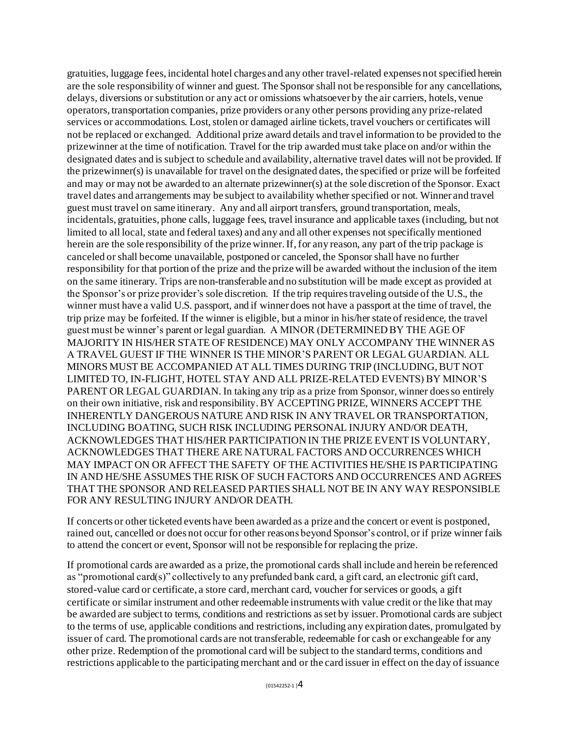gratuities, luggage fees, incidental hotel charges and any other travel-related expenses not specified herein are the sole responsibility of winner and guest. The Sponsor shall not be responsible for any cancellations, delays, diversions or substitution or any act or omissions whatsoever by the air carriers, hotels, venue operators, transportation companies, prize providers or any other persons providing any prize-related services or accommodations. Lost, stolen or damaged airline tickets, travel vouchers or certificates will not be replaced or exchanged. Additional prize award details and travel information to be provided to the prizewinner at the time of notification. Travel for the trip awarded must take place on and/or within the designated dates and is subject to schedule and availability, alternative travel dates will not be provided. If the prizewinner(s) is unavailable for travel on the designated dates, the specified or prize will be forfeited and may or may not be awarded to an alternate prizewinner(s) at the sole discretion of the Sponsor. Exact travel dates and arrangements may be subject to availability whether specified or not. Winner and travel guest must travel on same itinerary. Any and all airport transfers, ground transportation, meals, incidentals, gratuities, phone calls, luggage fees, travel insurance and applicable taxes (including, but not limited to all local, state and federal taxes) and any and all other expenses not specifically mentioned herein are the sole responsibility of the prize winner. If, for any reason, any part of the trip package is canceled or shall become unavailable, postponed or canceled, the Sponsor shall have no further responsibility for that portion of the prize and the prize will be awarded without the inclusion of the item on the same itinerary. Trips are non-transferable and no substitution will be made except as provided at the Sponsor's or prize provider's sole discretion. If the trip requires traveling outside of the U.S., the winner must have a valid U.S. passport, and if winner does not have a passport at the time of travel, the trip prize may be forfeited. If the winner is eligible, but a minor in his/her state of residence, the travel guest must be winner's parent or legal guardian. A MINOR (DETERMINED BY THE AGE OF MAJORITY IN HIS/HER STATE OF RESIDENCE) MAY ONLY ACCOMPANY THE WINNER AS A TRAVEL GUEST IF THE WINNER IS THE MINOR'S PARENT OR LEGAL GUARDIAN. ALL MINORS MUST BE ACCOMPANIED AT ALL TIMES DURING TRIP (INCLUDING, BUT NOT LIMITED TO, IN-FLIGHT, HOTEL STAY AND ALL PRIZE-RELATED EVENTS) BY MINOR'S PARENT OR LEGAL GUARDIAN. In taking any trip as a prize from Sponsor, winner does so entirely on their own initiative, risk and responsibility. BY ACCEPTING PRIZE, WINNERS ACCEPT THE INHERENTLY DANGEROUS NATURE AND RISK IN ANY TRAVEL OR TRANSPORTATION, INCLUDING BOATING, SUCH RISK INCLUDING PERSONAL INJURY AND/OR DEATH, ACKNOWLEDGES THAT HIS/HER PARTICIPATION IN THE PRIZE EVENT IS VOLUNTARY, ACKNOWLEDGES THAT THERE ARE NATURAL FACTORS AND OCCURRENCES WHICH MAY IMPACT ON OR AFFECT THE SAFETY OF THE ACTIVITIES HE/SHE IS PARTICIPATING IN AND HE/SHE ASSUMES THE RISK OF SUCH FACTORS AND OCCURRENCES AND AGREES THAT THE SPONSOR AND RELEASED PARTIES SHALL NOT BE IN ANY WAY RESPONSIBLE FOR ANY RESULTING INJURY AND/OR DEATH.

If concerts or other ticketed events have been awarded as a prize and the concert or event is postponed, rained out, cancelled or does not occur for other reasons beyond Sponsor's control, or if prize winner fails to attend the concert or event, Sponsor will not be responsible for replacing the prize.

If promotional cards are awarded as a prize, the promotional cards shall include and herein be referenced as "promotional card(s)" collectively to any prefunded bank card, a gift card, an electronic gift card, stored-value card or certificate, a store card, merchant card, voucher for services or goods, a gift certificate or similar instrument and other redeemable instruments with value credit or the like that may be awarded are subject to terms, conditions and restrictions as set by issuer. Promotional cards are subject to the terms of use, applicable conditions and restrictions, including any expiration dates, promulgated by issuer of card. The promotional cards are not transferable, redeemable for cash or exchangeable for any other prize. Redemption of the promotional card will be subject to the standard terms, conditions and restrictions applicable to the participating merchant and or the card issuer in effect on the day of issuance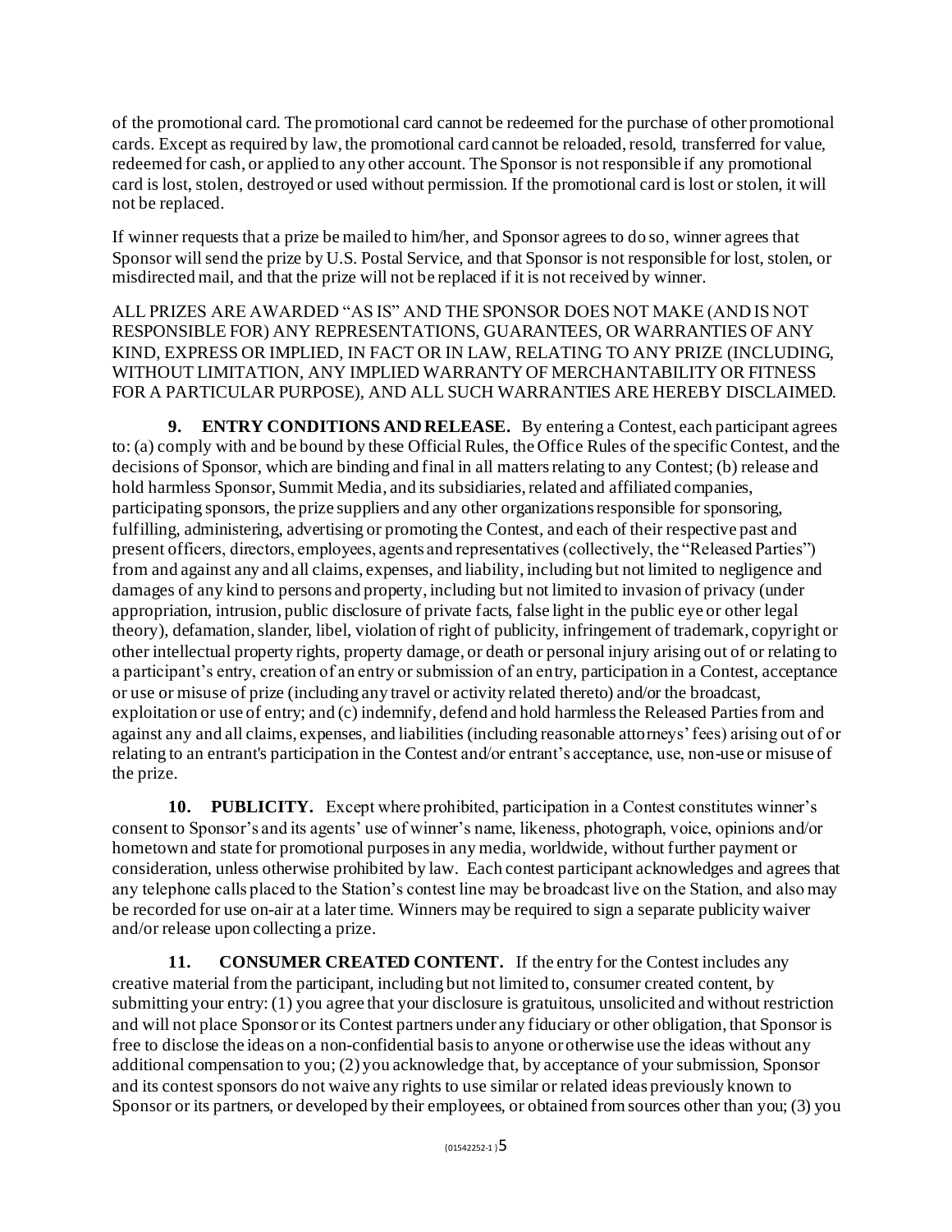of the promotional card. The promotional card cannot be redeemed for the purchase of other promotional cards. Except as required by law, the promotional card cannot be reloaded, resold, transferred for value, redeemed for cash, or applied to any other account. The Sponsor is not responsible if any promotional card is lost, stolen, destroyed or used without permission. If the promotional card is lost or stolen, it will not be replaced.

If winner requests that a prize be mailed to him/her, and Sponsor agrees to do so, winner agrees that Sponsor will send the prize by U.S. Postal Service, and that Sponsor is not responsible for lost, stolen, or misdirected mail, and that the prize will not be replaced if it is not received by winner.

ALL PRIZES ARE AWARDED "AS IS" AND THE SPONSOR DOES NOT MAKE (AND IS NOT RESPONSIBLE FOR) ANY REPRESENTATIONS, GUARANTEES, OR WARRANTIES OF ANY KIND, EXPRESS OR IMPLIED, IN FACT OR IN LAW, RELATING TO ANY PRIZE (INCLUDING, WITHOUT LIMITATION, ANY IMPLIED WARRANTY OF MERCHANTABILITY OR FITNESS FOR A PARTICULAR PURPOSE), AND ALL SUCH WARRANTIES ARE HEREBY DISCLAIMED.

**9. ENTRY CONDITIONS AND RELEASE.** By entering a Contest, each participant agrees to: (a) comply with and be bound by these Official Rules, the Office Rules of the specific Contest, and the decisions of Sponsor, which are binding and final in all matters relating to any Contest; (b) release and hold harmless Sponsor, Summit Media, and its subsidiaries, related and affiliated companies, participating sponsors, the prize suppliers and any other organizations responsible for sponsoring, fulfilling, administering, advertising or promoting the Contest, and each of their respective past and present officers, directors, employees, agents and representatives (collectively, the "Released Parties") from and against any and all claims, expenses, and liability, including but not limited to negligence and damages of any kind to persons and property, including but not limited to invasion of privacy (under appropriation, intrusion, public disclosure of private facts, false light in the public eye or other legal theory), defamation, slander, libel, violation of right of publicity, infringement of trademark, copyright or other intellectual property rights, property damage, or death or personal injury arising out of or relating to a participant's entry, creation of an entry or submission of an entry, participation in a Contest, acceptance or use or misuse of prize (including any travel or activity related thereto) and/or the broadcast, exploitation or use of entry; and (c) indemnify, defend and hold harmless the Released Parties from and against any and all claims, expenses, and liabilities (including reasonable attorneys' fees) arising out of or relating to an entrant's participation in the Contest and/or entrant's acceptance, use, non-use or misuse of the prize.

**10. PUBLICITY.** Except where prohibited, participation in a Contest constitutes winner's consent to Sponsor's and its agents' use of winner's name, likeness, photograph, voice, opinions and/or hometown and state for promotional purposes in any media, worldwide, without further payment or consideration, unless otherwise prohibited by law. Each contest participant acknowledges and agrees that any telephone calls placed to the Station's contest line may be broadcast live on the Station, and also may be recorded for use on-air at a later time. Winners may be required to sign a separate publicity waiver and/or release upon collecting a prize.

**11. CONSUMER CREATED CONTENT.** If the entry for the Contest includes any creative material from the participant, including but not limited to, consumer created content, by submitting your entry: (1) you agree that your disclosure is gratuitous, unsolicited and without restriction and will not place Sponsor or its Contest partners under any fiduciary or other obligation, that Sponsor is free to disclose the ideas on a non-confidential basis to anyone or otherwise use the ideas without any additional compensation to you; (2) you acknowledge that, by acceptance of your submission, Sponsor and its contest sponsors do not waive any rights to use similar or related ideas previously known to Sponsor or its partners, or developed by their employees, or obtained from sources other than you; (3) you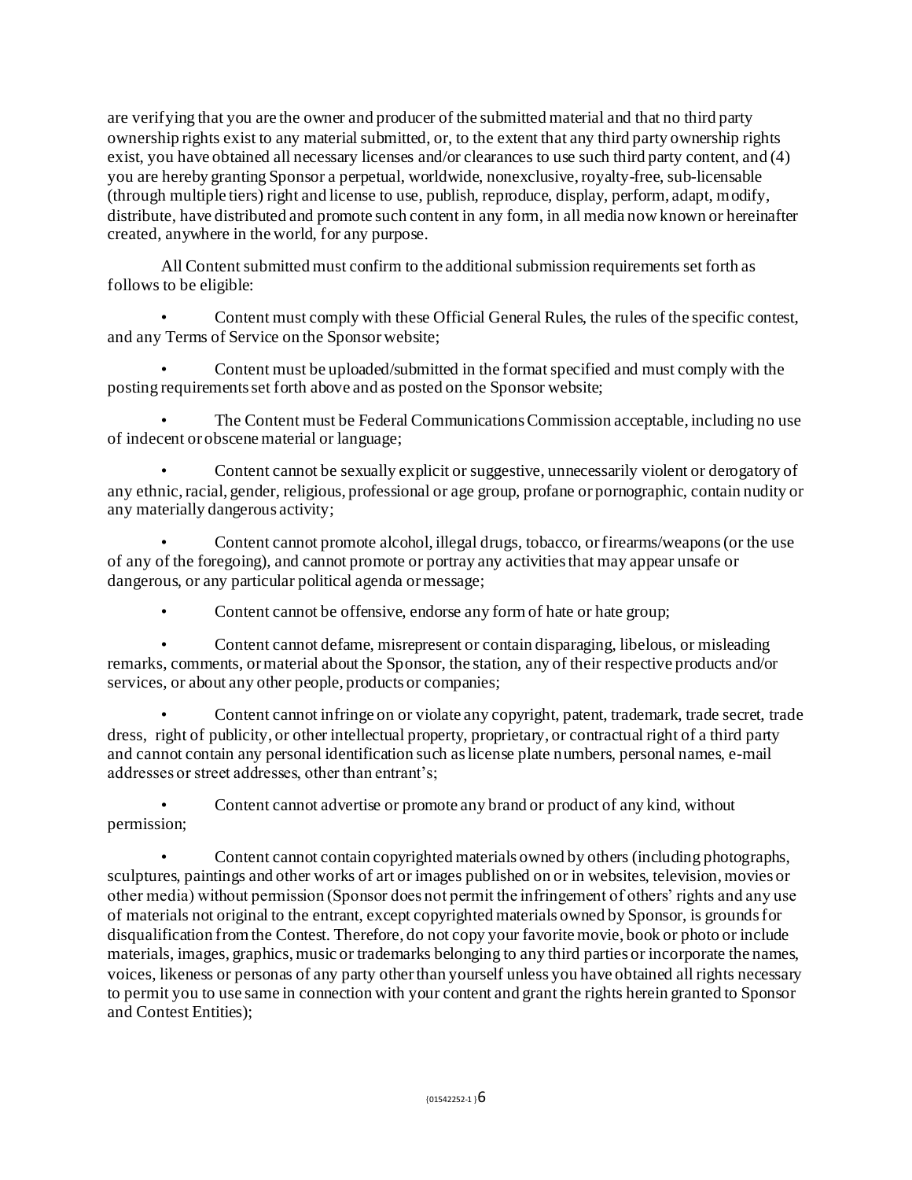are verifying that you are the owner and producer of the submitted material and that no third party ownership rights exist to any material submitted, or, to the extent that any third party ownership rights exist, you have obtained all necessary licenses and/or clearances to use such third party content, and (4) you are hereby granting Sponsor a perpetual, worldwide, nonexclusive, royalty-free, sub-licensable (through multiple tiers) right and license to use, publish, reproduce, display, perform, adapt, modify, distribute, have distributed and promote such content in any form, in all media now known or hereinafter created, anywhere in the world, for any purpose.

All Content submitted must confirm to the additional submission requirements set forth as follows to be eligible:

- Content must comply with these Official General Rules, the rules of the specific contest, and any Terms of Service on the Sponsor website;
- Content must be uploaded/submitted in the format specified and must comply with the posting requirements set forth above and as posted on the Sponsor website;
- The Content must be Federal Communications Commission acceptable, including no use of indecent or obscene material or language;
- Content cannot be sexually explicit or suggestive, unnecessarily violent or derogatory of any ethnic, racial, gender, religious, professional or age group, profane or pornographic, contain nudity or any materially dangerous activity;
- Content cannot promote alcohol, illegal drugs, tobacco, or firearms/weapons (or the use of any of the foregoing), and cannot promote or portray any activities that may appear unsafe or dangerous, or any particular political agenda or message;
- Content cannot be offensive, endorse any form of hate or hate group;
- Content cannot defame, misrepresent or contain disparaging, libelous, or misleading remarks, comments, or material about the Sponsor, the station, any of their respective products and/or services, or about any other people, products or companies;
- Content cannot infringe on or violate any copyright, patent, trademark, trade secret, trade dress, right of publicity, or other intellectual property, proprietary, or contractual right of a third party and cannot contain any personal identification such as license plate numbers, personal names, e-mail addresses or street addresses, other than entrant's;
- Content cannot advertise or promote any brand or product of any kind, without permission;
- Content cannot contain copyrighted materials owned by others (including photographs, sculptures, paintings and other works of art or images published on or in websites, television, movies or other media) without permission (Sponsor does not permit the infringement of others' rights and any use of materials not original to the entrant, except copyrighted materials owned by Sponsor, is grounds for disqualification from the Contest. Therefore, do not copy your favorite movie, book or photo or include materials, images, graphics, music or trademarks belonging to any third parties or incorporate the names, voices, likeness or personas of any party other than yourself unless you have obtained all rights necessary to permit you to use same in connection with your content and grant the rights herein granted to Sponsor and Contest Entities);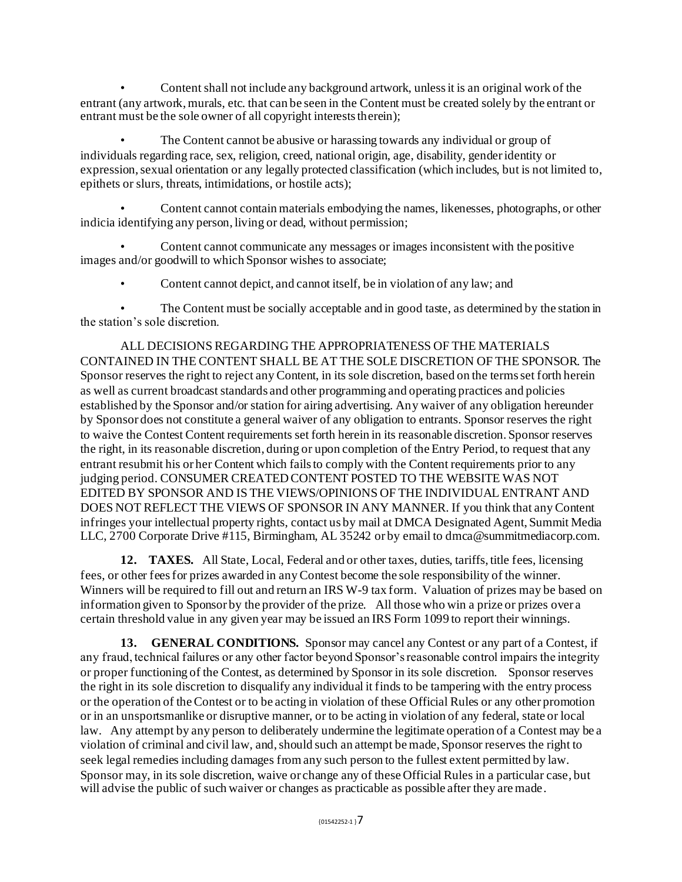- Content shall not include any background artwork, unless it is an original work of the entrant (any artwork, murals, etc. that can be seen in the Content must be created solely by the entrant or entrant must be the sole owner of all copyright interests therein);
- The Content cannot be abusive or harassing towards any individual or group of individuals regarding race, sex, religion, creed, national origin, age, disability, gender identity or expression, sexual orientation or any legally protected classification (which includes, but is not limited to, epithets or slurs, threats, intimidations, or hostile acts);
- Content cannot contain materials embodying the names, likenesses, photographs, or other indicia identifying any person, living or dead, without permission;
- Content cannot communicate any messages or images inconsistent with the positive images and/or goodwill to which Sponsor wishes to associate;
- Content cannot depict, and cannot itself, be in violation of any law; and
- The Content must be socially acceptable and in good taste, as determined by the station in the station's sole discretion.

ALL DECISIONS REGARDING THE APPROPRIATENESS OF THE MATERIALS CONTAINED IN THE CONTENT SHALL BE AT THE SOLE DISCRETION OF THE SPONSOR. The Sponsor reserves the right to reject any Content, in its sole discretion, based on the terms set forth herein as well as current broadcast standards and other programming and operating practices and policies established by the Sponsor and/or station for airing advertising. Any waiver of any obligation hereunder by Sponsor does not constitute a general waiver of any obligation to entrants. Sponsor reserves the right to waive the Contest Content requirements set forth herein in its reasonable discretion. Sponsor reserves the right, in its reasonable discretion, during or upon completion of the Entry Period, to request that any entrant resubmit his or her Content which fails to comply with the Content requirements prior to any judging period. CONSUMER CREATED CONTENT POSTED TO THE WEBSITE WAS NOT EDITED BY SPONSOR AND IS THE VIEWS/OPINIONS OF THE INDIVIDUAL ENTRANT AND DOES NOT REFLECT THE VIEWS OF SPONSOR IN ANY MANNER. If you think that any Content infringes your intellectual property rights, contact us by mail at DMCA Designated Agent, Summit Media LLC, 2700 Corporate Drive #115, Birmingham, AL 35242 or by email to dmca@summitmediacorp.com.

**12. TAXES.** All State, Local, Federal and or other taxes, duties, tariffs, title fees, licensing fees, or other fees for prizes awarded in any Contest become the sole responsibility of the winner. Winners will be required to fill out and return an IRS W-9 tax form. Valuation of prizes may be based on information given to Sponsor by the provider of the prize. All those who win a prize or prizes over a certain threshold value in any given year may be issued an IRS Form 1099 to report their winnings.

**13. GENERAL CONDITIONS.** Sponsor may cancel any Contest or any part of a Contest, if any fraud, technical failures or any other factor beyond Sponsor's reasonable control impairs the integrity or proper functioning of the Contest, as determined by Sponsor in its sole discretion. Sponsor reserves the right in its sole discretion to disqualify any individual it finds to be tampering with the entry process or the operation of the Contest or to be acting in violation of these Official Rules or any other promotion or in an unsportsmanlike or disruptive manner, or to be acting in violation of any federal, state or local law. Any attempt by any person to deliberately undermine the legitimate operation of a Contest may be a violation of criminal and civil law, and, should such an attempt be made, Sponsor reserves the right to seek legal remedies including damages from any such person to the fullest extent permitted by law. Sponsor may, in its sole discretion, waive or change any of these Official Rules in a particular case, but will advise the public of such waiver or changes as practicable as possible after they are made.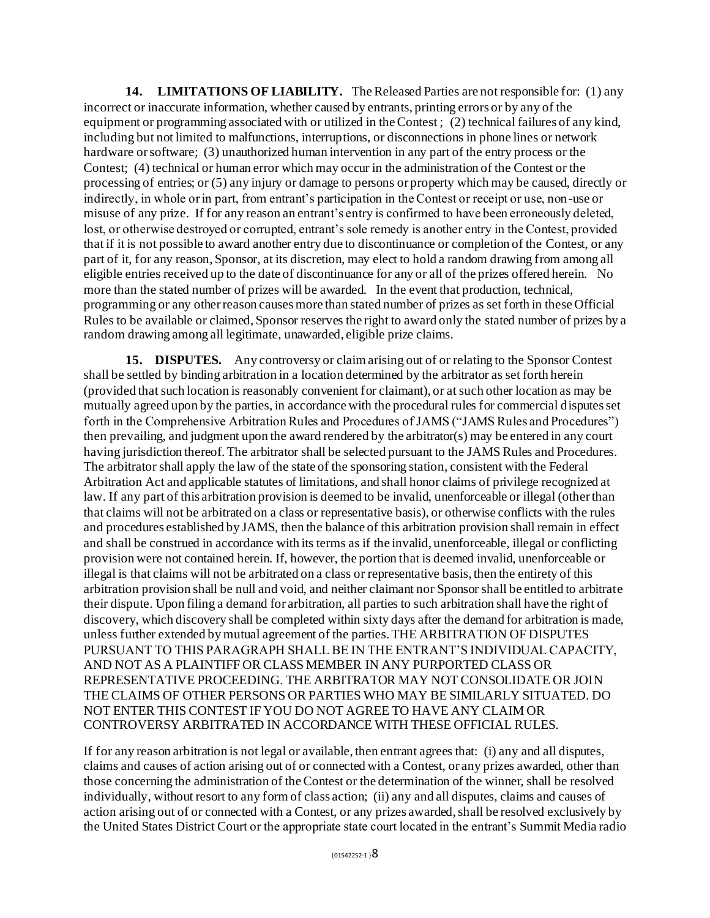**14. LIMITATIONS OF LIABILITY.** The Released Parties are not responsible for: (1) any incorrect or inaccurate information, whether caused by entrants, printing errors or by any of the equipment or programming associated with or utilized in the Contest ; (2) technical failures of any kind, including but not limited to malfunctions, interruptions, or disconnections in phone lines or network hardware or software; (3) unauthorized human intervention in any part of the entry process or the Contest; (4) technical or human error which may occur in the administration of the Contest or the processing of entries; or (5) any injury or damage to persons or property which may be caused, directly or indirectly, in whole or in part, from entrant's participation in the Contest or receipt or use, non-use or misuse of any prize. If for any reason an entrant's entry is confirmed to have been erroneously deleted, lost, or otherwise destroyed or corrupted, entrant's sole remedy is another entry in the Contest, provided that if it is not possible to award another entry due to discontinuance or completion of the Contest, or any part of it, for any reason, Sponsor, at its discretion, may elect to hold a random drawing from among all eligible entries received up to the date of discontinuance for any or all of the prizes offered herein. No more than the stated number of prizes will be awarded. In the event that production, technical, programming or any other reason causes more than stated number of prizes as set forth in these Official Rules to be available or claimed, Sponsor reserves the right to award only the stated number of prizes by a random drawing among all legitimate, unawarded, eligible prize claims.

**15. DISPUTES.** Any controversy or claim arising out of or relating to the Sponsor Contest shall be settled by binding arbitration in a location determined by the arbitrator as set forth herein (provided that such location is reasonably convenient for claimant), or at such other location as may be mutually agreed upon by the parties, in accordance with the procedural rules for commercial disputes set forth in the Comprehensive Arbitration Rules and Procedures of JAMS ("JAMS Rules and Procedures") then prevailing, and judgment upon the award rendered by the arbitrator(s) may be entered in any court having jurisdiction thereof. The arbitrator shall be selected pursuant to the JAMS Rules and Procedures. The arbitrator shall apply the law of the state of the sponsoring station, consistent with the Federal Arbitration Act and applicable statutes of limitations, and shall honor claims of privilege recognized at law. If any part of this arbitration provision is deemed to be invalid, unenforceable or illegal (other than that claims will not be arbitrated on a class or representative basis), or otherwise conflicts with the rules and procedures established by JAMS, then the balance of this arbitration provision shall remain in effect and shall be construed in accordance with its terms as if the invalid, unenforceable, illegal or conflicting provision were not contained herein. If, however, the portion that is deemed invalid, unenforceable or illegal is that claims will not be arbitrated on a class or representative basis, then the entirety of this arbitration provision shall be null and void, and neither claimant nor Sponsor shall be entitled to arbitrate their dispute. Upon filing a demand for arbitration, all parties to such arbitration shall have the right of discovery, which discovery shall be completed within sixty days after the demand for arbitration is made, unless further extended by mutual agreement of the parties. THE ARBITRATION OF DISPUTES PURSUANT TO THIS PARAGRAPH SHALL BE IN THE ENTRANT'S INDIVIDUAL CAPACITY, AND NOT AS A PLAINTIFF OR CLASS MEMBER IN ANY PURPORTED CLASS OR REPRESENTATIVE PROCEEDING. THE ARBITRATOR MAY NOT CONSOLIDATE OR JOIN THE CLAIMS OF OTHER PERSONS OR PARTIES WHO MAY BE SIMILARLY SITUATED. DO NOT ENTER THIS CONTEST IF YOU DO NOT AGREE TO HAVE ANY CLAIM OR CONTROVERSY ARBITRATED IN ACCORDANCE WITH THESE OFFICIAL RULES.

If for any reason arbitration is not legal or available, then entrant agrees that: (i) any and all disputes, claims and causes of action arising out of or connected with a Contest, or any prizes awarded, other than those concerning the administration of the Contest or the determination of the winner, shall be resolved individually, without resort to any form of class action; (ii) any and all disputes, claims and causes of action arising out of or connected with a Contest, or any prizes awarded, shall be resolved exclusively by the United States District Court or the appropriate state court located in the entrant's Summit Media radio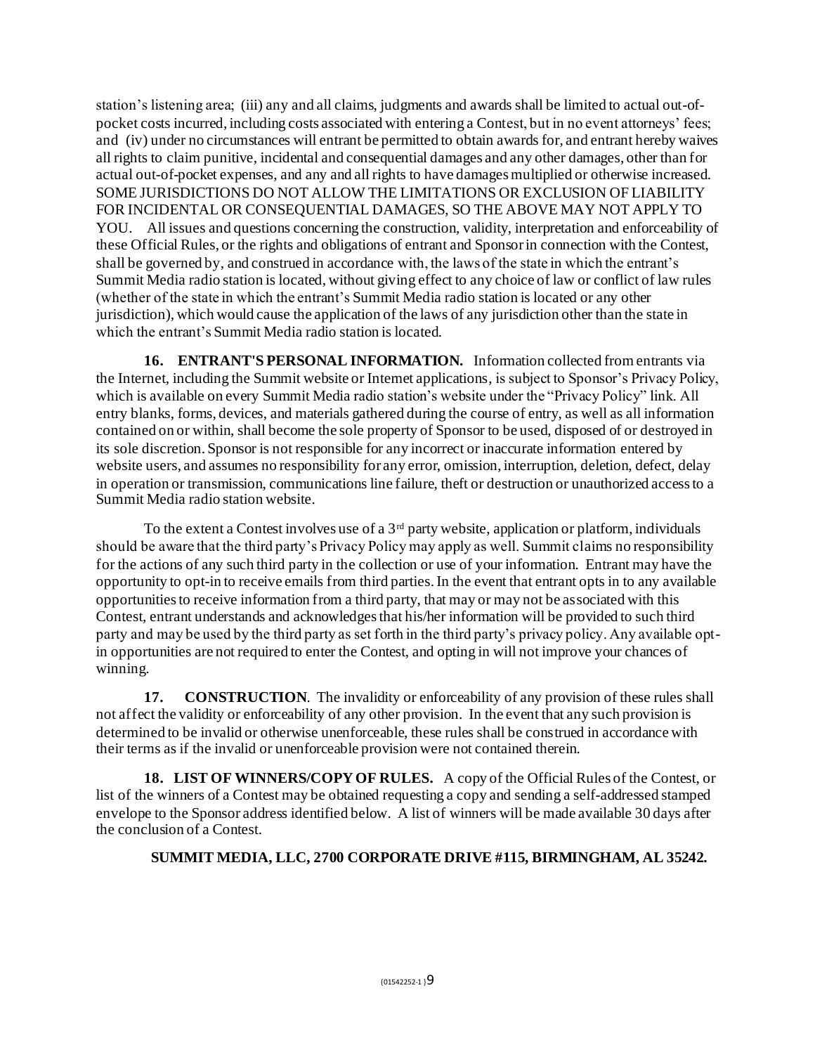station's listening area; (iii) any and all claims, judgments and awards shall be limited to actual out-of-pocket costs incurred, including costs associated with entering a Contest, but in no event attorneys' fees; and (iv) under no circumstances will entrant be permitted to obtain awards for, and entrant hereby waives all rights to claim punitive, incidental and consequential damages and any other damages, other than for actual out-of-pocket expenses, and any and all rights to have damages multiplied or otherwise increased. SOME JURISDICTIONS DO NOT ALLOW THE LIMITATIONS OR EXCLUSION OF LIABILITY FOR INCIDENTAL OR CONSEQUENTIAL DAMAGES, SO THE ABOVE MAY NOT APPLY TO YOU. All issues and questions concerning the construction, validity, interpretation and enforceability of these Official Rules, or the rights and obligations of entrant and Sponsor in connection with the Contest, shall be governed by, and construed in accordance with, the laws of the state in which the entrant's Summit Media radio station is located, without giving effect to any choice of law or conflict of law rules (whether of the state in which the entrant's Summit Media radio station is located or any other jurisdiction), which would cause the application of the laws of any jurisdiction other than the state in which the entrant's Summit Media radio station is located.

**16. ENTRANT'S PERSONAL INFORMATION.** Information collected from entrants via the Internet, including the Summit website or Internet applications, is subject to Sponsor's Privacy Policy, which is available on every Summit Media radio station's website under the "Privacy Policy" link. All entry blanks, forms, devices, and materials gathered during the course of entry, as well as all information contained on or within, shall become the sole property of Sponsor to be used, disposed of or destroyed in its sole discretion. Sponsor is not responsible for any incorrect or inaccurate information entered by website users, and assumes no responsibility for any error, omission, interruption, deletion, defect, delay in operation or transmission, communications line failure, theft or destruction or unauthorized access to a Summit Media radio station website.

To the extent a Contest involves use of a 3rd party website, application or platform, individuals should be aware that the third party's Privacy Policy may apply as well. Summit claims no responsibility for the actions of any such third party in the collection or use of your information. Entrant may have the opportunity to opt-in to receive emails from third parties. In the event that entrant opts in to any available opportunities to receive information from a third party, that may or may not be associated with this Contest, entrant understands and acknowledges that his/her information will be provided to such third party and may be used by the third party as set forth in the third party's privacy policy. Any available opt-in opportunities are not required to enter the Contest, and opting in will not improve your chances of winning.

**17. CONSTRUCTION**. The invalidity or enforceability of any provision of these rules shall not affect the validity or enforceability of any other provision. In the event that any such provision is determined to be invalid or otherwise unenforceable, these rules shall be construed in accordance with their terms as if the invalid or unenforceable provision were not contained therein.

**18. LIST OF WINNERS/COPY OF RULES.** A copy of the Official Rules of the Contest, or list of the winners of a Contest may be obtained requesting a copy and sending a self-addressed stamped envelope to the Sponsor address identified below. A list of winners will be made available 30 days after the conclusion of a Contest.

**SUMMIT MEDIA, LLC, 2700 CORPORATE DRIVE #115, BIRMINGHAM, AL 35242.**